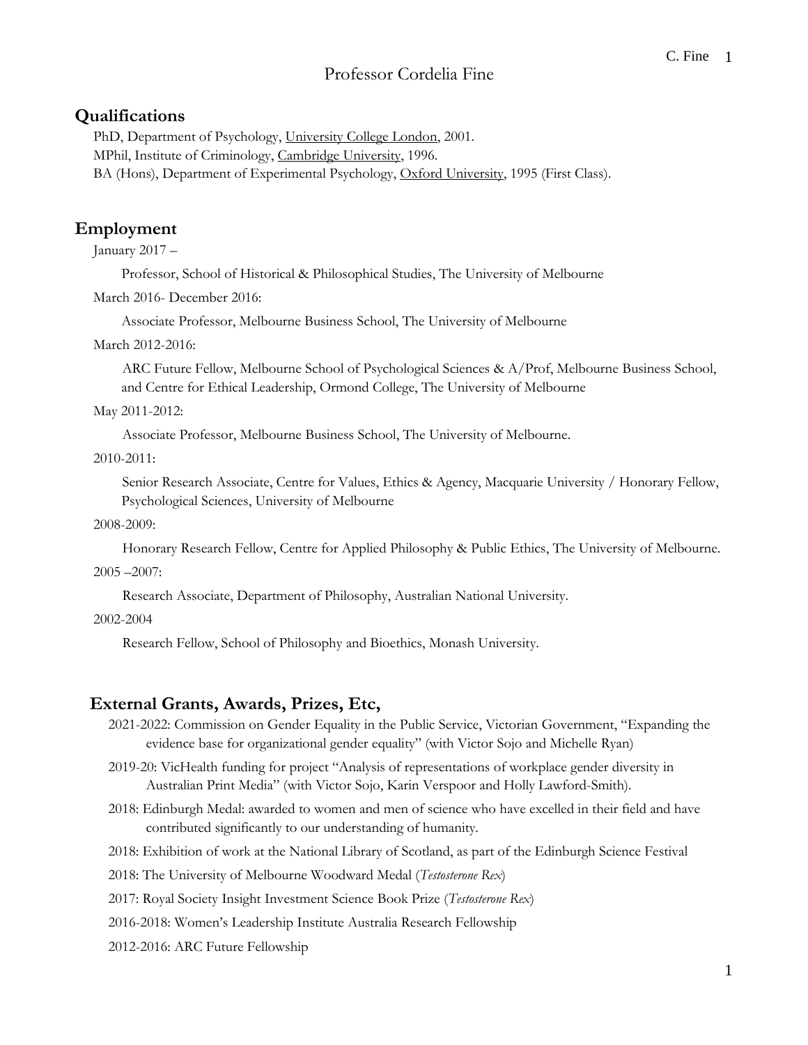# Professor Cordelia Fine

## Qualifications

PhD, Department of Psychology, University College London, 2001.
MPhil, Institute of Criminology, Cambridge University, 1996.
BA (Hons), Department of Experimental Psychology, Oxford University, 1995 (First Class).

## Employment

January 2017 –

Professor, School of Historical & Philosophical Studies, The University of Melbourne

March 2016- December 2016:

Associate Professor, Melbourne Business School, The University of Melbourne

March 2012-2016:

ARC Future Fellow, Melbourne School of Psychological Sciences & A/Prof, Melbourne Business School, and Centre for Ethical Leadership, Ormond College, The University of Melbourne

May 2011-2012:

Associate Professor, Melbourne Business School, The University of Melbourne.

2010-2011:

Senior Research Associate, Centre for Values, Ethics & Agency, Macquarie University / Honorary Fellow, Psychological Sciences, University of Melbourne

2008-2009:

Honorary Research Fellow, Centre for Applied Philosophy & Public Ethics, The University of Melbourne.

2005 –2007:

Research Associate, Department of Philosophy, Australian National University.

2002-2004

Research Fellow, School of Philosophy and Bioethics, Monash University.

## External Grants, Awards, Prizes, Etc,

2021-2022: Commission on Gender Equality in the Public Service, Victorian Government, "Expanding the evidence base for organizational gender equality" (with Victor Sojo and Michelle Ryan)

2019-20: VicHealth funding for project "Analysis of representations of workplace gender diversity in Australian Print Media" (with Victor Sojo, Karin Verspoor and Holly Lawford-Smith).

2018: Edinburgh Medal: awarded to women and men of science who have excelled in their field and have contributed significantly to our understanding of humanity.

2018: Exhibition of work at the National Library of Scotland, as part of the Edinburgh Science Festival

2018: The University of Melbourne Woodward Medal (*Testosterone Rex*)

2017: Royal Society Insight Investment Science Book Prize (*Testosterone Rex*)

2016-2018: Women's Leadership Institute Australia Research Fellowship

2012-2016: ARC Future Fellowship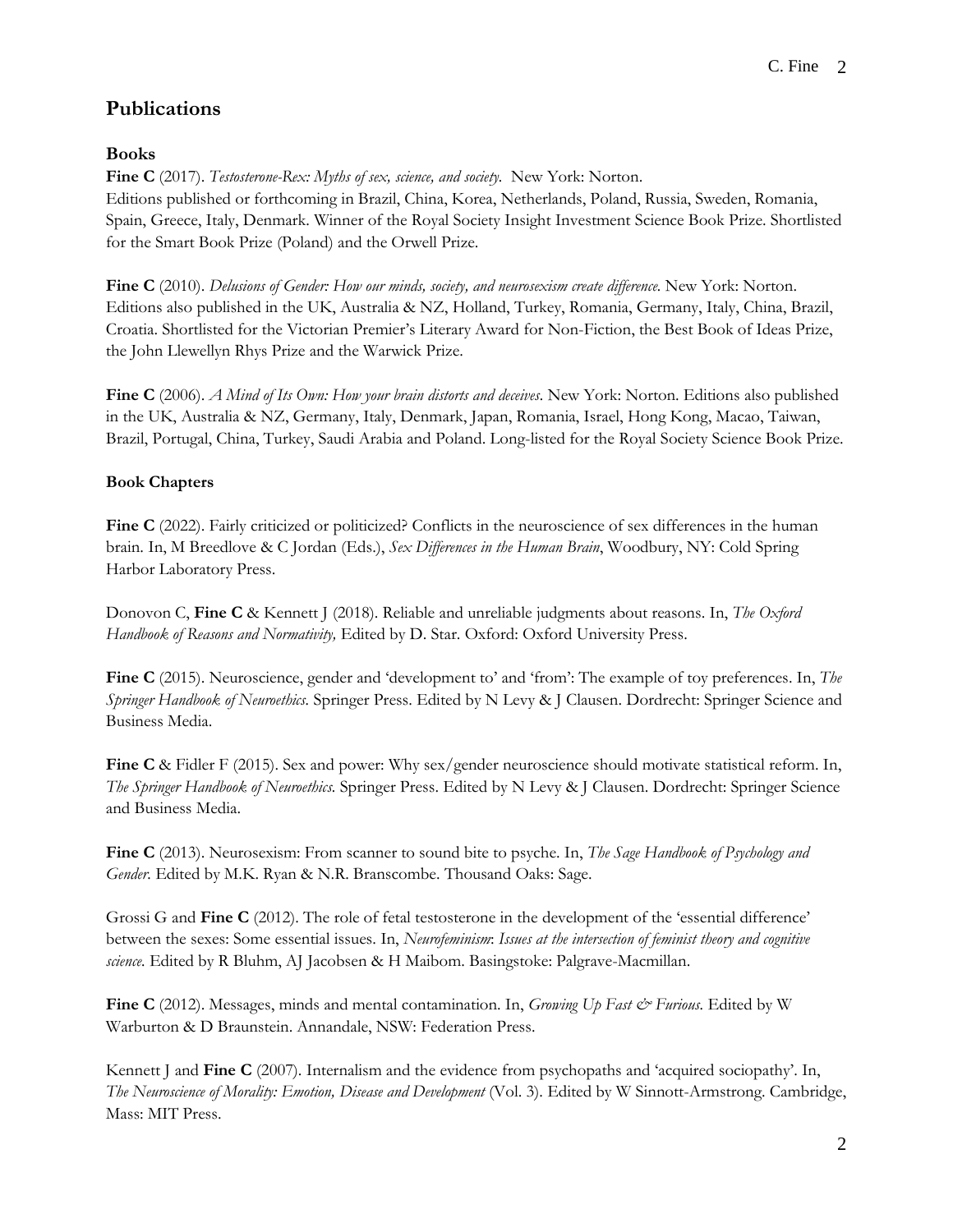## Publications

### Books

**Fine C** (2017). *Testosterone-Rex: Myths of sex, science, and society.* New York: Norton. Editions published or forthcoming in Brazil, China, Korea, Netherlands, Poland, Russia, Sweden, Romania, Spain, Greece, Italy, Denmark. Winner of the Royal Society Insight Investment Science Book Prize. Shortlisted for the Smart Book Prize (Poland) and the Orwell Prize.

**Fine C** (2010). *Delusions of Gender: How our minds, society, and neurosexism create difference.* New York: Norton. Editions also published in the UK, Australia & NZ, Holland, Turkey, Romania, Germany, Italy, China, Brazil, Croatia. Shortlisted for the Victorian Premier's Literary Award for Non-Fiction, the Best Book of Ideas Prize, the John Llewellyn Rhys Prize and the Warwick Prize.

**Fine C** (2006). *A Mind of Its Own: How your brain distorts and deceives.* New York: Norton. Editions also published in the UK, Australia & NZ, Germany, Italy, Denmark, Japan, Romania, Israel, Hong Kong, Macao, Taiwan, Brazil, Portugal, China, Turkey, Saudi Arabia and Poland. Long-listed for the Royal Society Science Book Prize.

### Book Chapters

**Fine C** (2022). Fairly criticized or politicized? Conflicts in the neuroscience of sex differences in the human brain. In, M Breedlove & C Jordan (Eds.), *Sex Differences in the Human Brain*, Woodbury, NY: Cold Spring Harbor Laboratory Press.

Donovon C, **Fine C** & Kennett J (2018). Reliable and unreliable judgments about reasons. In, *The Oxford Handbook of Reasons and Normativity,* Edited by D. Star. Oxford: Oxford University Press.

**Fine C** (2015). Neuroscience, gender and 'development to' and 'from': The example of toy preferences. In, *The Springer Handbook of Neuroethics*. Springer Press. Edited by N Levy & J Clausen. Dordrecht: Springer Science and Business Media.

**Fine C** & Fidler F (2015). Sex and power: Why sex/gender neuroscience should motivate statistical reform. In, *The Springer Handbook of Neuroethics.* Springer Press. Edited by N Levy & J Clausen. Dordrecht: Springer Science and Business Media.

**Fine C** (2013). Neurosexism: From scanner to sound bite to psyche. In, *The Sage Handbook of Psychology and Gender.* Edited by M.K. Ryan & N.R. Branscombe. Thousand Oaks: Sage.

Grossi G and **Fine C** (2012). The role of fetal testosterone in the development of the 'essential difference' between the sexes: Some essential issues. In, *Neurofeminism: Issues at the intersection of feminist theory and cognitive science.* Edited by R Bluhm, AJ Jacobsen & H Maibom. Basingstoke: Palgrave-Macmillan.

**Fine C** (2012). Messages, minds and mental contamination. In, *Growing Up Fast & Furious.* Edited by W Warburton & D Braunstein. Annandale, NSW: Federation Press.

Kennett J and **Fine C** (2007). Internalism and the evidence from psychopaths and 'acquired sociopathy'. In, *The Neuroscience of Morality: Emotion, Disease and Development* (Vol. 3). Edited by W Sinnott-Armstrong. Cambridge, Mass: MIT Press.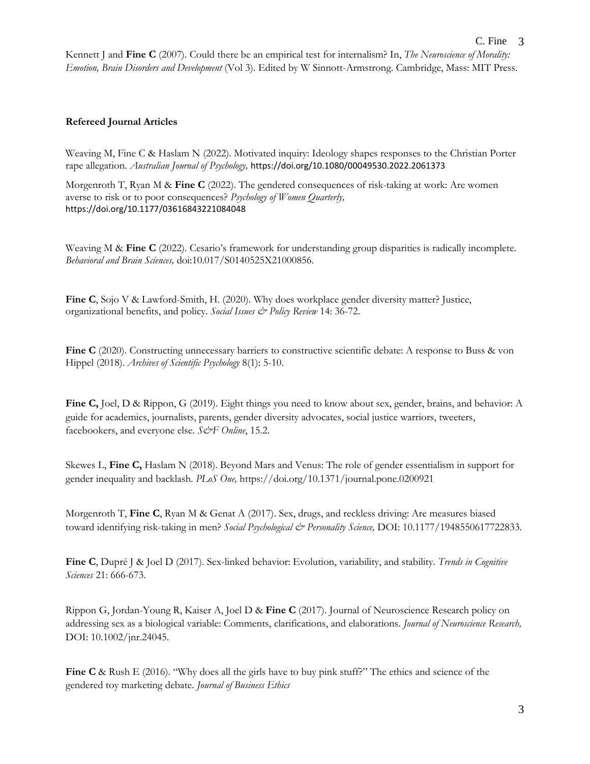Kennett J and **Fine C** (2007). Could there be an empirical test for internalism? In, *The Neuroscience of Morality: Emotion, Brain Disorders and Development* (Vol 3). Edited by W Sinnott-Armstrong. Cambridge, Mass: MIT Press.

**Refereed Journal Articles**

Weaving M, Fine C & Haslam N (2022). Motivated inquiry: Ideology shapes responses to the Christian Porter rape allegation. *Australian Journal of Psychology,* https://doi.org/10.1080/00049530.2022.2061373

Morgenroth T, Ryan M & **Fine C** (2022). The gendered consequences of risk-taking at work: Are women averse to risk or to poor consequences? *Psychology of Women Quarterly,* https://doi.org/10.1177/03616843221084048

Weaving M & **Fine C** (2022). Cesario's framework for understanding group disparities is radically incomplete. *Behavioral and Brain Sciences,* doi:10.017/S0140525X21000856.

**Fine C**, Sojo V & Lawford-Smith, H. (2020). Why does workplace gender diversity matter? Justice, organizational benefits, and policy. *Social Issues & Policy Review* 14: 36-72.

**Fine C** (2020). Constructing unnecessary barriers to constructive scientific debate: A response to Buss & von Hippel (2018). *Archives of Scientific Psychology* 8(1): 5-10.

**Fine C,** Joel, D & Rippon, G (2019). Eight things you need to know about sex, gender, brains, and behavior: A guide for academics, journalists, parents, gender diversity advocates, social justice warriors, tweeters, facebookers, and everyone else. *S&F Online*, 15.2.

Skewes L, **Fine C,** Haslam N (2018). Beyond Mars and Venus: The role of gender essentialism in support for gender inequality and backlash. *PLoS One,* https://doi.org/10.1371/journal.pone.0200921

Morgenroth T, **Fine C**, Ryan M & Genat A (2017). Sex, drugs, and reckless driving: Are measures biased toward identifying risk-taking in men? *Social Psychological & Personality Science,* DOI: 10.1177/1948550617722833.

**Fine C**, Dupré J & Joel D (2017). Sex-linked behavior: Evolution, variability, and stability. *Trends in Cognitive Sciences* 21: 666-673.

Rippon G, Jordan-Young R, Kaiser A, Joel D & **Fine C** (2017). Journal of Neuroscience Research policy on addressing sex as a biological variable: Comments, clarifications, and elaborations. *Journal of Neuroscience Research,* DOI: 10.1002/jnr.24045.

**Fine C** & Rush E (2016). "Why does all the girls have to buy pink stuff?" The ethics and science of the gendered toy marketing debate. *Journal of Business Ethics*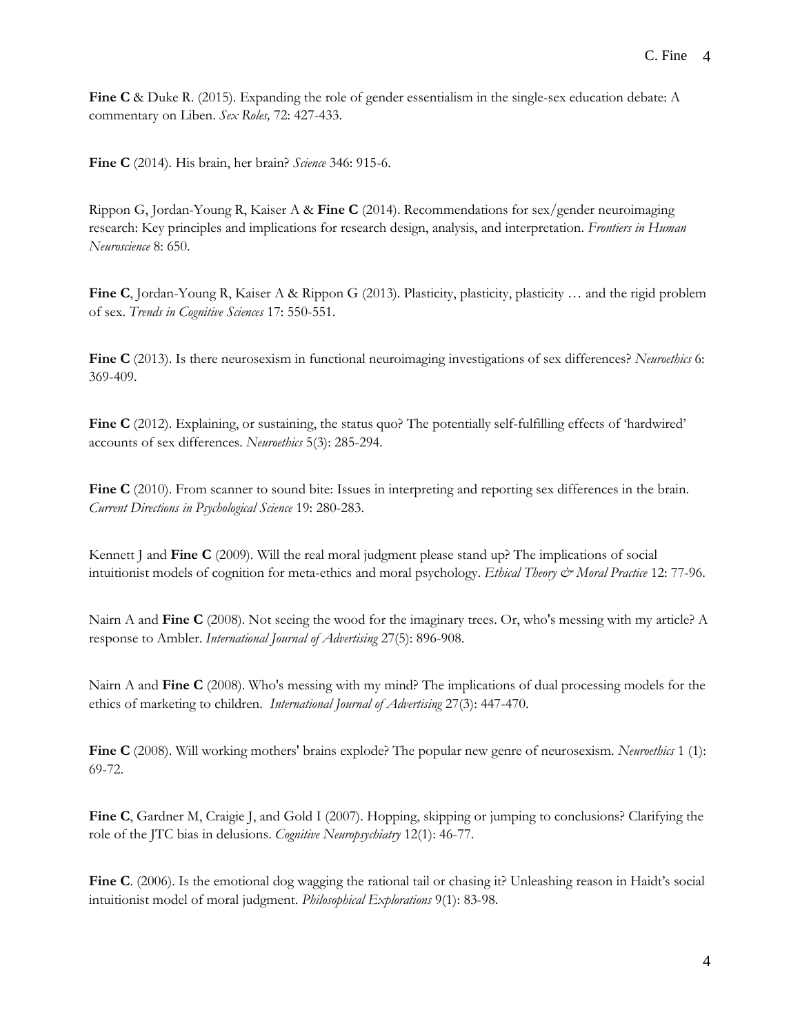**Fine C** & Duke R. (2015). Expanding the role of gender essentialism in the single-sex education debate: A commentary on Liben. *Sex Roles,* 72: 427-433.

**Fine C** (2014). His brain, her brain? *Science* 346: 915-6.

Rippon G, Jordan-Young R, Kaiser A & **Fine C** (2014). Recommendations for sex/gender neuroimaging research: Key principles and implications for research design, analysis, and interpretation. *Frontiers in Human Neuroscience* 8: 650.

**Fine C**, Jordan-Young R, Kaiser A & Rippon G (2013). Plasticity, plasticity, plasticity … and the rigid problem of sex. *Trends in Cognitive Sciences* 17: 550-551.

**Fine C** (2013). Is there neurosexism in functional neuroimaging investigations of sex differences? *Neuroethics* 6: 369-409.

**Fine C** (2012). Explaining, or sustaining, the status quo? The potentially self-fulfilling effects of 'hardwired' accounts of sex differences. *Neuroethics* 5(3): 285-294.

**Fine C** (2010). From scanner to sound bite: Issues in interpreting and reporting sex differences in the brain. *Current Directions in Psychological Science* 19: 280-283.

Kennett J and **Fine C** (2009). Will the real moral judgment please stand up? The implications of social intuitionist models of cognition for meta-ethics and moral psychology. *Ethical Theory & Moral Practice* 12: 77-96.

Nairn A and **Fine C** (2008). Not seeing the wood for the imaginary trees. Or, who's messing with my article? A response to Ambler. *International Journal of Advertising* 27(5): 896-908.

Nairn A and **Fine C** (2008). Who's messing with my mind? The implications of dual processing models for the ethics of marketing to children. *International Journal of Advertising* 27(3): 447-470.

**Fine C** (2008). Will working mothers' brains explode? The popular new genre of neurosexism. *Neuroethics* 1 (1): 69-72.

**Fine C**, Gardner M, Craigie J, and Gold I (2007). Hopping, skipping or jumping to conclusions? Clarifying the role of the JTC bias in delusions. *Cognitive Neuropsychiatry* 12(1): 46-77.

**Fine C**. (2006). Is the emotional dog wagging the rational tail or chasing it? Unleashing reason in Haidt's social intuitionist model of moral judgment. *Philosophical Explorations* 9(1): 83-98.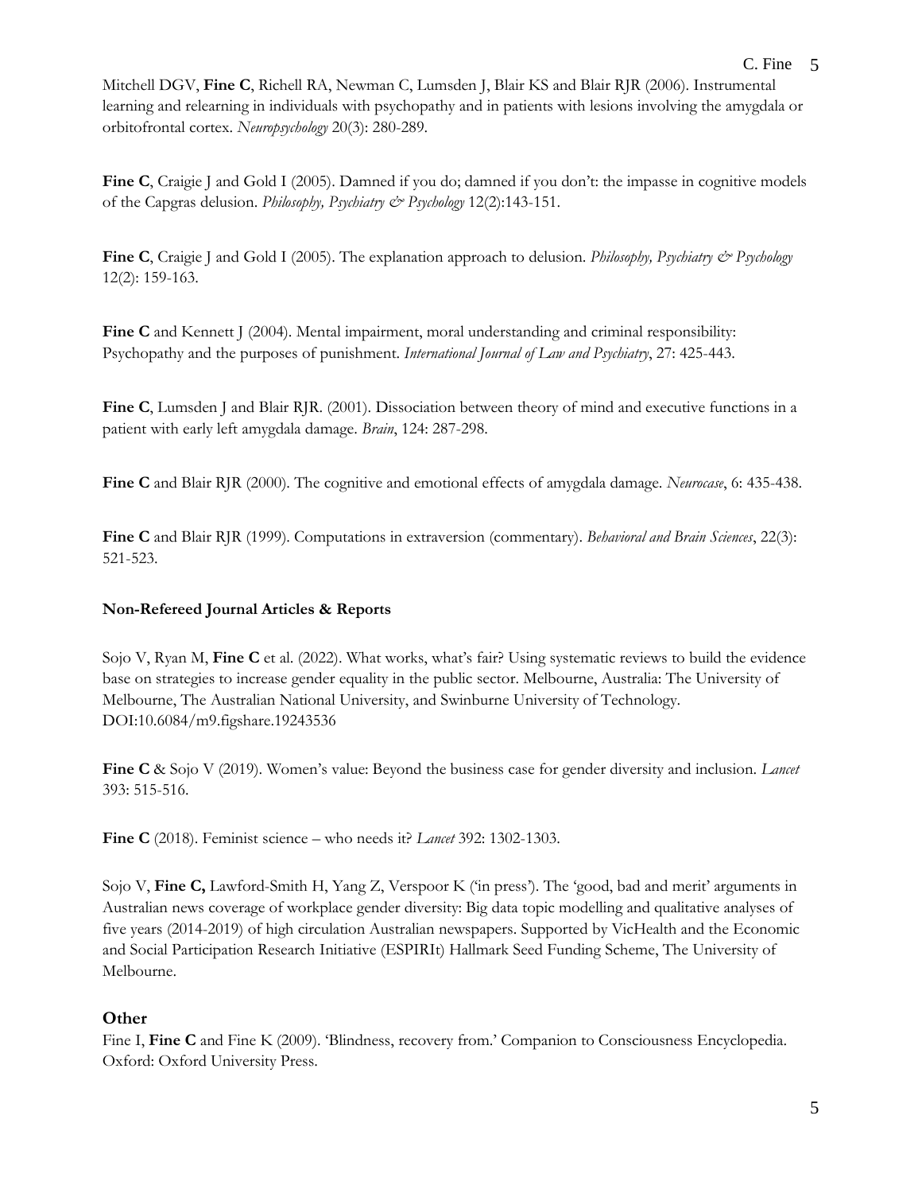Mitchell DGV, **Fine C**, Richell RA, Newman C, Lumsden J, Blair KS and Blair RJR (2006). Instrumental learning and relearning in individuals with psychopathy and in patients with lesions involving the amygdala or orbitofrontal cortex. *Neuropsychology* 20(3): 280-289.

**Fine C**, Craigie J and Gold I (2005). Damned if you do; damned if you don't: the impasse in cognitive models of the Capgras delusion. *Philosophy, Psychiatry & Psychology* 12(2):143-151.

**Fine C**, Craigie J and Gold I (2005). The explanation approach to delusion. *Philosophy, Psychiatry & Psychology* 12(2): 159-163.

**Fine C** and Kennett J (2004). Mental impairment, moral understanding and criminal responsibility: Psychopathy and the purposes of punishment. *International Journal of Law and Psychiatry*, 27: 425-443.

**Fine C**, Lumsden J and Blair RJR. (2001). Dissociation between theory of mind and executive functions in a patient with early left amygdala damage. *Brain*, 124: 287-298.

**Fine C** and Blair RJR (2000). The cognitive and emotional effects of amygdala damage. *Neurocase*, 6: 435-438.

**Fine C** and Blair RJR (1999). Computations in extraversion (commentary). *Behavioral and Brain Sciences*, 22(3): 521-523.

### Non-Refereed Journal Articles & Reports

Sojo V, Ryan M, **Fine C** et al. (2022). What works, what's fair? Using systematic reviews to build the evidence base on strategies to increase gender equality in the public sector. Melbourne, Australia: The University of Melbourne, The Australian National University, and Swinburne University of Technology. DOI:10.6084/m9.figshare.19243536

**Fine C** & Sojo V (2019). Women's value: Beyond the business case for gender diversity and inclusion. *Lancet* 393: 515-516.

**Fine C** (2018). Feminist science – who needs it? *Lancet* 392: 1302-1303.

Sojo V, **Fine C,** Lawford-Smith H, Yang Z, Verspoor K ('in press'). The 'good, bad and merit' arguments in Australian news coverage of workplace gender diversity: Big data topic modelling and qualitative analyses of five years (2014-2019) of high circulation Australian newspapers. Supported by VicHealth and the Economic and Social Participation Research Initiative (ESPIRIt) Hallmark Seed Funding Scheme, The University of Melbourne.

## Other

Fine I, **Fine C** and Fine K (2009). 'Blindness, recovery from.' Companion to Consciousness Encyclopedia. Oxford: Oxford University Press.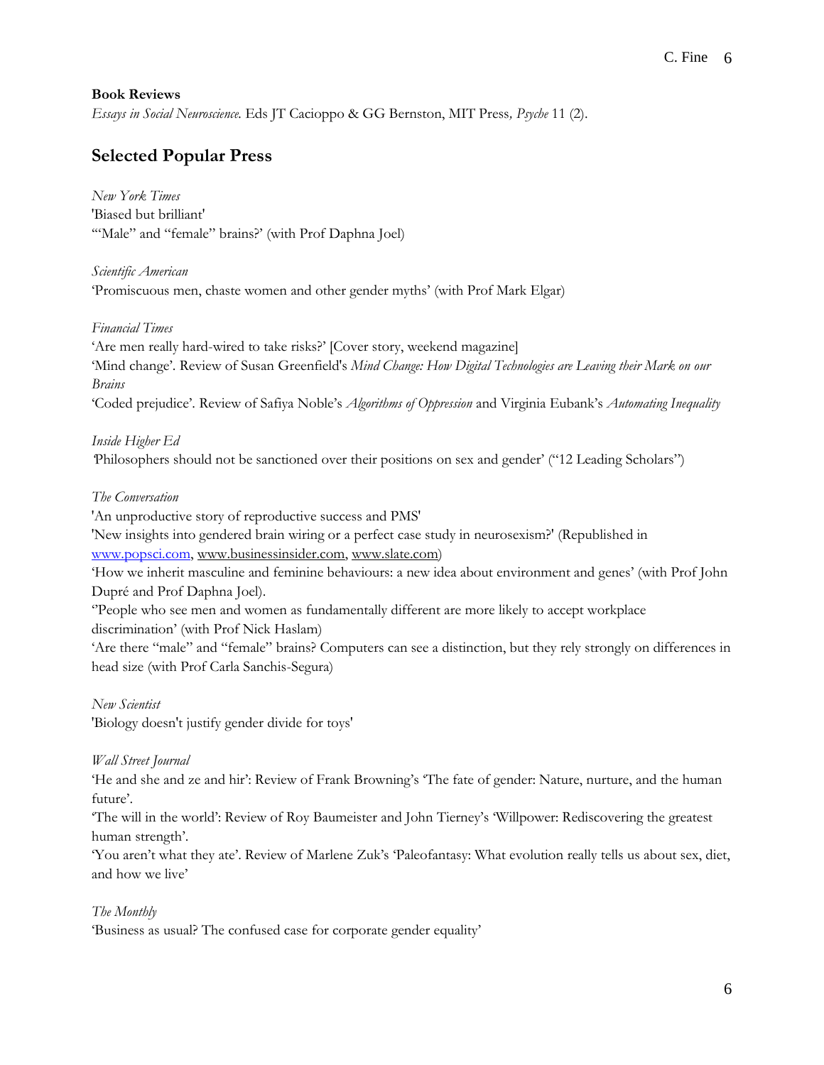**Book Reviews**
*Essays in Social Neuroscience.* Eds JT Cacioppo & GG Bernston, MIT Press*, Psyche* 11 (2).

## Selected Popular Press

*New York Times*
'Biased but brilliant'
'"Male" and "female" brains?' (with Prof Daphna Joel)

*Scientific American*
'Promiscuous men, chaste women and other gender myths' (with Prof Mark Elgar)

*Financial Times*
'Are men really hard-wired to take risks?' [Cover story, weekend magazine]
'Mind change'. Review of Susan Greenfield's *Mind Change: How Digital Technologies are Leaving their Mark on our Brains*
'Coded prejudice'. Review of Safiya Noble's *Algorithms of Oppression* and Virginia Eubank's *Automating Inequality*

*Inside Higher Ed*
'Philosophers should not be sanctioned over their positions on sex and gender' ("12 Leading Scholars")

*The Conversation*
'An unproductive story of reproductive success and PMS'
'New insights into gendered brain wiring or a perfect case study in neurosexism?' (Republished in www.popsci.com, www.businessinsider.com, www.slate.com)
'How we inherit masculine and feminine behaviours: a new idea about environment and genes' (with Prof John Dupré and Prof Daphna Joel).
''People who see men and women as fundamentally different are more likely to accept workplace discrimination' (with Prof Nick Haslam)
'Are there "male" and "female" brains? Computers can see a distinction, but they rely strongly on differences in head size (with Prof Carla Sanchis-Segura)

*New Scientist*
'Biology doesn't justify gender divide for toys'

*Wall Street Journal*
'He and she and ze and hir': Review of Frank Browning's 'The fate of gender: Nature, nurture, and the human future'.
'The will in the world': Review of Roy Baumeister and John Tierney's 'Willpower: Rediscovering the greatest human strength'.
'You aren't what they ate'. Review of Marlene Zuk's 'Paleofantasy: What evolution really tells us about sex, diet, and how we live'

*The Monthly*
'Business as usual? The confused case for corporate gender equality'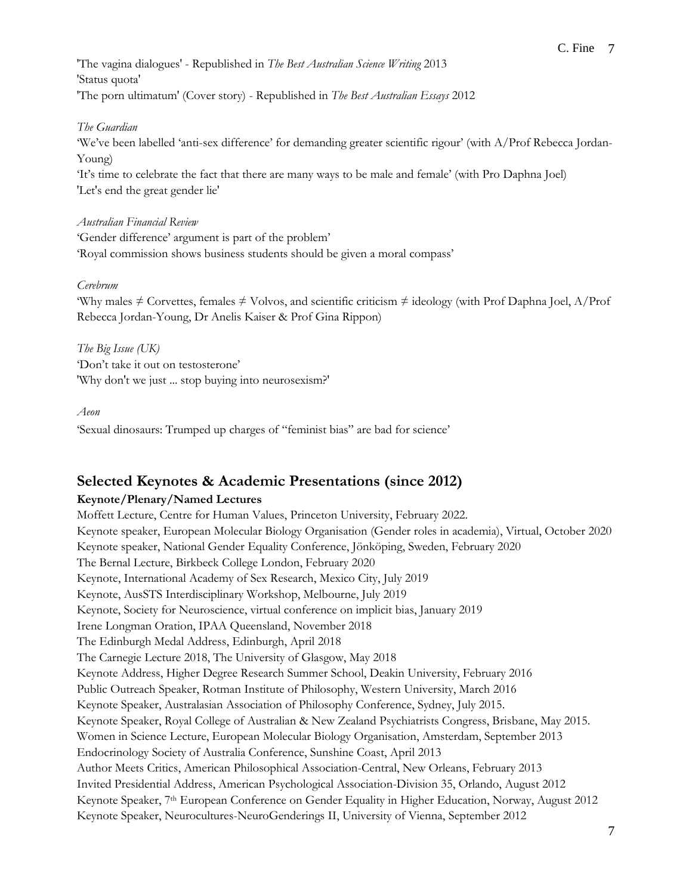'The vagina dialogues' - Republished in *The Best Australian Science Writing* 2013
'Status quota'
'The porn ultimatum' (Cover story) - Republished in *The Best Australian Essays* 2012

*The Guardian*
'We've been labelled 'anti-sex difference' for demanding greater scientific rigour' (with A/Prof Rebecca Jordan-Young)
'It's time to celebrate the fact that there are many ways to be male and female' (with Pro Daphna Joel)
'Let's end the great gender lie'

*Australian Financial Review*
'Gender difference' argument is part of the problem'
'Royal commission shows business students should be given a moral compass'

*Cerebrum*
'Why males ≠ Corvettes, females ≠ Volvos, and scientific criticism ≠ ideology (with Prof Daphna Joel, A/Prof Rebecca Jordan-Young, Dr Anelis Kaiser & Prof Gina Rippon)

*The Big Issue (UK)*
'Don't take it out on testosterone'
'Why don't we just ... stop buying into neurosexism?'

*Aeon*
'Sexual dinosaurs: Trumped up charges of "feminist bias" are bad for science'

## Selected Keynotes & Academic Presentations (since 2012)

### Keynote/Plenary/Named Lectures

Moffett Lecture, Centre for Human Values, Princeton University, February 2022.
Keynote speaker, European Molecular Biology Organisation (Gender roles in academia), Virtual, October 2020
Keynote speaker, National Gender Equality Conference, Jönköping, Sweden, February 2020
The Bernal Lecture, Birkbeck College London, February 2020
Keynote, International Academy of Sex Research, Mexico City, July 2019
Keynote, AusSTS Interdisciplinary Workshop, Melbourne, July 2019
Keynote, Society for Neuroscience, virtual conference on implicit bias, January 2019
Irene Longman Oration, IPAA Queensland, November 2018
The Edinburgh Medal Address, Edinburgh, April 2018
The Carnegie Lecture 2018, The University of Glasgow, May 2018
Keynote Address, Higher Degree Research Summer School, Deakin University, February 2016
Public Outreach Speaker, Rotman Institute of Philosophy, Western University, March 2016
Keynote Speaker, Australasian Association of Philosophy Conference, Sydney, July 2015.
Keynote Speaker, Royal College of Australian & New Zealand Psychiatrists Congress, Brisbane, May 2015.
Women in Science Lecture, European Molecular Biology Organisation, Amsterdam, September 2013
Endocrinology Society of Australia Conference, Sunshine Coast, April 2013
Author Meets Critics, American Philosophical Association-Central, New Orleans, February 2013
Invited Presidential Address, American Psychological Association-Division 35, Orlando, August 2012
Keynote Speaker, 7th European Conference on Gender Equality in Higher Education, Norway, August 2012
Keynote Speaker, Neurocultures-NeuroGenderings II, University of Vienna, September 2012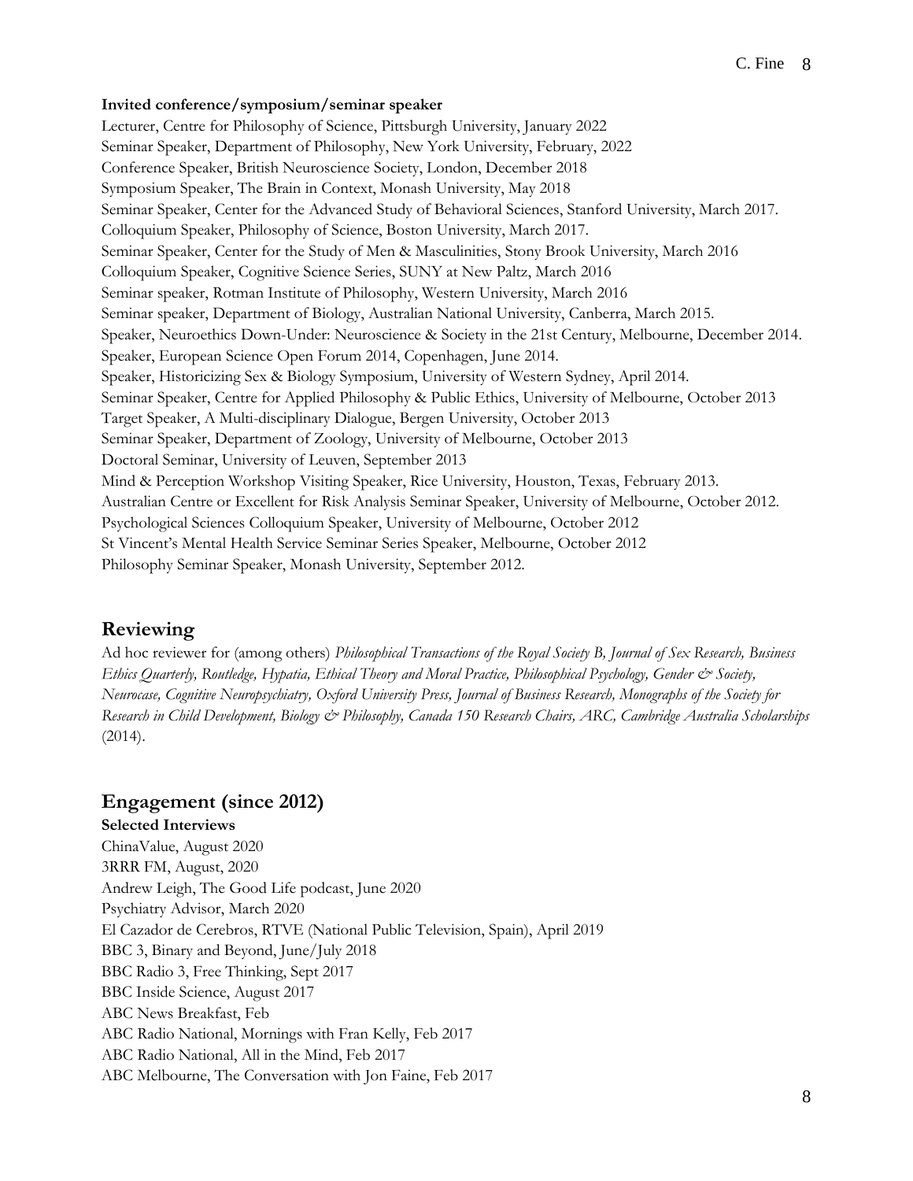**Invited conference/symposium/seminar speaker**

Lecturer, Centre for Philosophy of Science, Pittsburgh University, January 2022
Seminar Speaker, Department of Philosophy, New York University, February, 2022
Conference Speaker, British Neuroscience Society, London, December 2018
Symposium Speaker, The Brain in Context, Monash University, May 2018
Seminar Speaker, Center for the Advanced Study of Behavioral Sciences, Stanford University, March 2017.
Colloquium Speaker, Philosophy of Science, Boston University, March 2017.
Seminar Speaker, Center for the Study of Men & Masculinities, Stony Brook University, March 2016
Colloquium Speaker, Cognitive Science Series, SUNY at New Paltz, March 2016
Seminar speaker, Rotman Institute of Philosophy, Western University, March 2016
Seminar speaker, Department of Biology, Australian National University, Canberra, March 2015.
Speaker, Neuroethics Down-Under: Neuroscience & Society in the 21st Century, Melbourne, December 2014.
Speaker, European Science Open Forum 2014, Copenhagen, June 2014.
Speaker, Historicizing Sex & Biology Symposium, University of Western Sydney, April 2014.
Seminar Speaker, Centre for Applied Philosophy & Public Ethics, University of Melbourne, October 2013
Target Speaker, A Multi-disciplinary Dialogue, Bergen University, October 2013
Seminar Speaker, Department of Zoology, University of Melbourne, October 2013
Doctoral Seminar, University of Leuven, September 2013
Mind & Perception Workshop Visiting Speaker, Rice University, Houston, Texas, February 2013.
Australian Centre or Excellent for Risk Analysis Seminar Speaker, University of Melbourne, October 2012.
Psychological Sciences Colloquium Speaker, University of Melbourne, October 2012
St Vincent's Mental Health Service Seminar Series Speaker, Melbourne, October 2012
Philosophy Seminar Speaker, Monash University, September 2012.

## Reviewing

Ad hoc reviewer for (among others) *Philosophical Transactions of the Royal Society B, Journal of Sex Research, Business Ethics Quarterly, Routledge, Hypatia, Ethical Theory and Moral Practice, Philosophical Psychology, Gender & Society, Neurocase, Cognitive Neuropsychiatry, Oxford University Press, Journal of Business Research, Monographs of the Society for Research in Child Development, Biology & Philosophy, Canada 150 Research Chairs, ARC, Cambridge Australia Scholarships* (2014).

## Engagement (since 2012)

**Selected Interviews**

ChinaValue, August 2020
3RRR FM, August, 2020
Andrew Leigh, The Good Life podcast, June 2020
Psychiatry Advisor, March 2020
El Cazador de Cerebros, RTVE (National Public Television, Spain), April 2019
BBC 3, Binary and Beyond, June/July 2018
BBC Radio 3, Free Thinking, Sept 2017
BBC Inside Science, August 2017
ABC News Breakfast, Feb
ABC Radio National, Mornings with Fran Kelly, Feb 2017
ABC Radio National, All in the Mind, Feb 2017
ABC Melbourne, The Conversation with Jon Faine, Feb 2017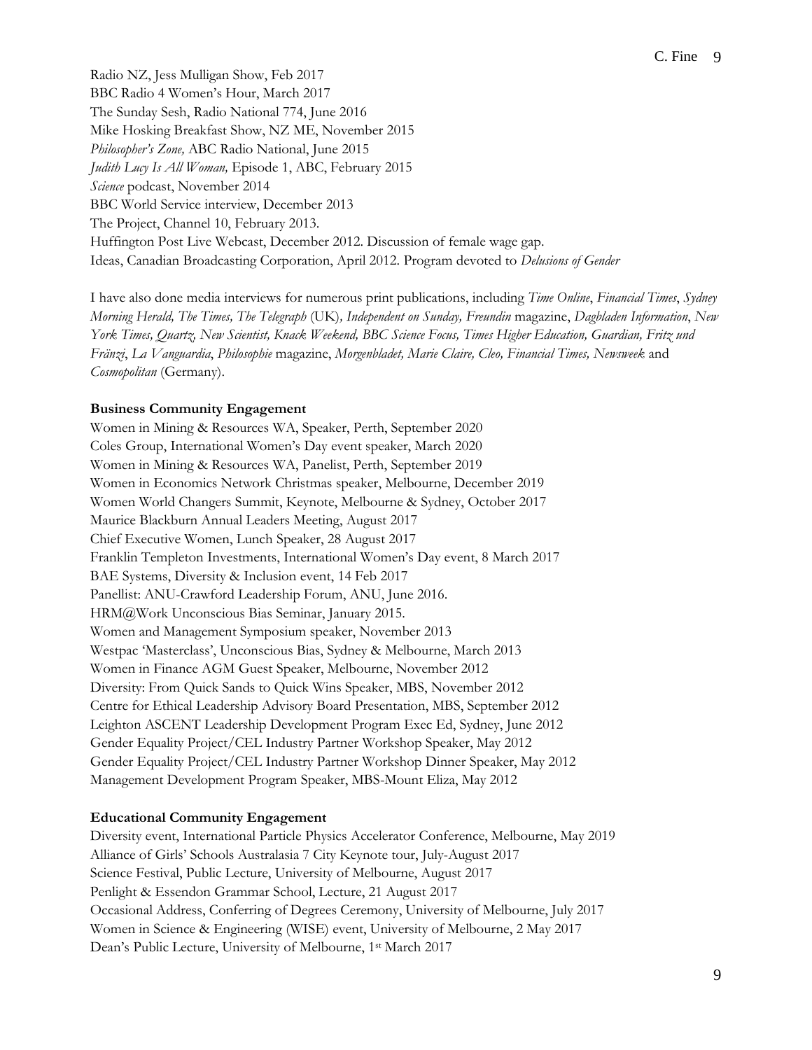Radio NZ, Jess Mulligan Show, Feb 2017
BBC Radio 4 Women's Hour, March 2017
The Sunday Sesh, Radio National 774, June 2016
Mike Hosking Breakfast Show, NZ ME, November 2015
*Philosopher's Zone,* ABC Radio National, June 2015
*Judith Lucy Is All Woman,* Episode 1, ABC, February 2015
*Science* podcast, November 2014
BBC World Service interview, December 2013
The Project, Channel 10, February 2013.
Huffington Post Live Webcast, December 2012. Discussion of female wage gap.
Ideas, Canadian Broadcasting Corporation, April 2012. Program devoted to *Delusions of Gender*

I have also done media interviews for numerous print publications, including *Time Online*, *Financial Times*, *Sydney Morning Herald, The Times, The Telegraph* (UK)*, Independent on Sunday, Freundin* magazine, *Dagbladen Information*, *New York Times, Quartz, New Scientist, Knack Weekend, BBC Science Focus, Times Higher Education, Guardian, Fritz und Fränzi*, *La Vanguardia*, *Philosophie* magazine, *Morgenbladet, Marie Claire, Cleo, Financial Times, Newsweek* and *Cosmopolitan* (Germany).

**Business Community Engagement**

Women in Mining & Resources WA, Speaker, Perth, September 2020
Coles Group, International Women's Day event speaker, March 2020
Women in Mining & Resources WA, Panelist, Perth, September 2019
Women in Economics Network Christmas speaker, Melbourne, December 2019
Women World Changers Summit, Keynote, Melbourne & Sydney, October 2017
Maurice Blackburn Annual Leaders Meeting, August 2017
Chief Executive Women, Lunch Speaker, 28 August 2017
Franklin Templeton Investments, International Women's Day event, 8 March 2017
BAE Systems, Diversity & Inclusion event, 14 Feb 2017
Panellist: ANU-Crawford Leadership Forum, ANU, June 2016.
HRM@Work Unconscious Bias Seminar, January 2015.
Women and Management Symposium speaker, November 2013
Westpac 'Masterclass', Unconscious Bias, Sydney & Melbourne, March 2013
Women in Finance AGM Guest Speaker, Melbourne, November 2012
Diversity: From Quick Sands to Quick Wins Speaker, MBS, November 2012
Centre for Ethical Leadership Advisory Board Presentation, MBS, September 2012
Leighton ASCENT Leadership Development Program Exec Ed, Sydney, June 2012
Gender Equality Project/CEL Industry Partner Workshop Speaker, May 2012
Gender Equality Project/CEL Industry Partner Workshop Dinner Speaker, May 2012
Management Development Program Speaker, MBS-Mount Eliza, May 2012

**Educational Community Engagement**

Diversity event, International Particle Physics Accelerator Conference, Melbourne, May 2019
Alliance of Girls' Schools Australasia 7 City Keynote tour, July-August 2017
Science Festival, Public Lecture, University of Melbourne, August 2017
Penlight & Essendon Grammar School, Lecture, 21 August 2017
Occasional Address, Conferring of Degrees Ceremony, University of Melbourne, July 2017
Women in Science & Engineering (WISE) event, University of Melbourne, 2 May 2017
Dean's Public Lecture, University of Melbourne, 1st March 2017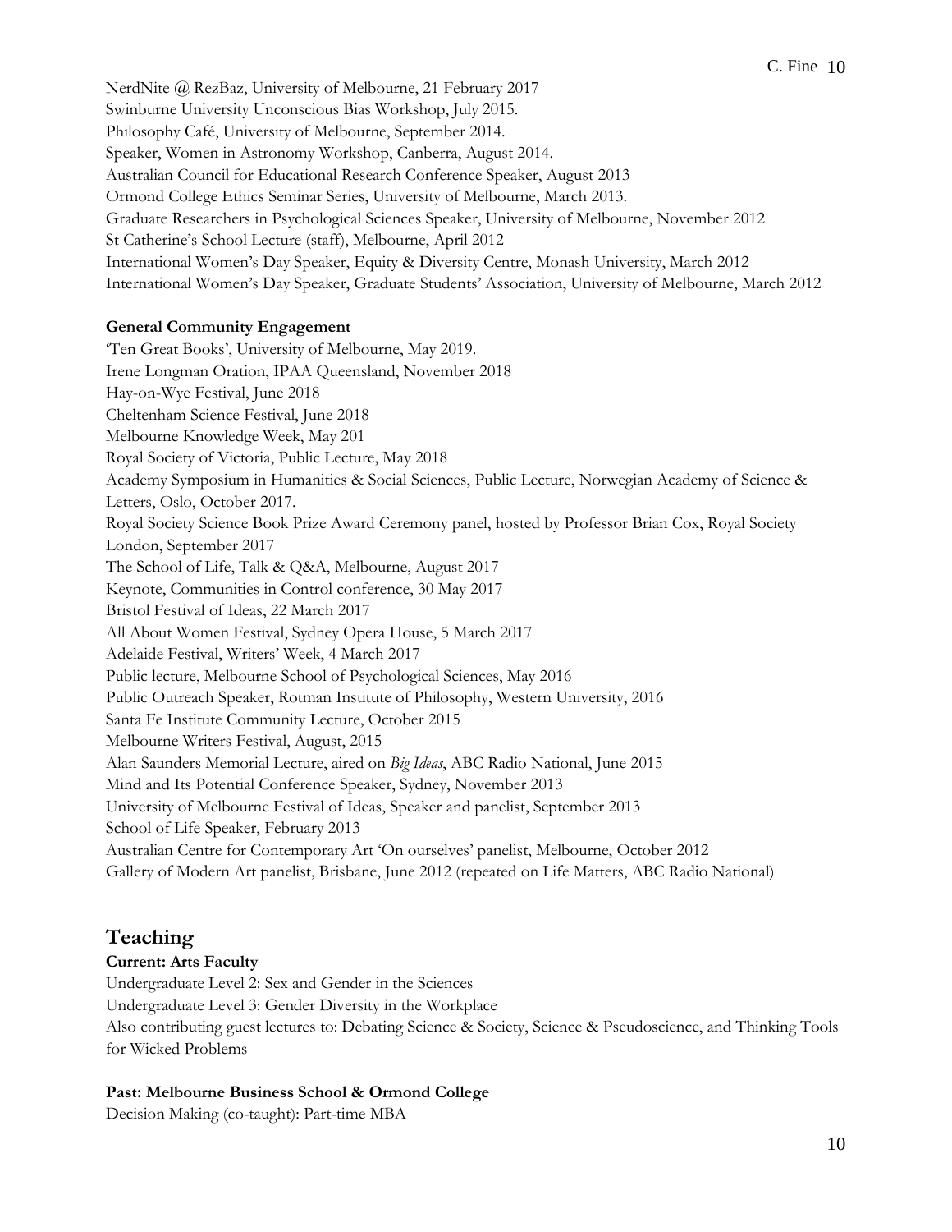NerdNite @ RezBaz, University of Melbourne, 21 February 2017
Swinburne University Unconscious Bias Workshop, July 2015.
Philosophy Café, University of Melbourne, September 2014.
Speaker, Women in Astronomy Workshop, Canberra, August 2014.
Australian Council for Educational Research Conference Speaker, August 2013
Ormond College Ethics Seminar Series, University of Melbourne, March 2013.
Graduate Researchers in Psychological Sciences Speaker, University of Melbourne, November 2012
St Catherine's School Lecture (staff), Melbourne, April 2012
International Women's Day Speaker, Equity & Diversity Centre, Monash University, March 2012
International Women's Day Speaker, Graduate Students' Association, University of Melbourne, March 2012

**General Community Engagement**

'Ten Great Books', University of Melbourne, May 2019.
Irene Longman Oration, IPAA Queensland, November 2018
Hay-on-Wye Festival, June 2018
Cheltenham Science Festival, June 2018
Melbourne Knowledge Week, May 201
Royal Society of Victoria, Public Lecture, May 2018
Academy Symposium in Humanities & Social Sciences, Public Lecture, Norwegian Academy of Science & Letters, Oslo, October 2017.
Royal Society Science Book Prize Award Ceremony panel, hosted by Professor Brian Cox, Royal Society London, September 2017
The School of Life, Talk & Q&A, Melbourne, August 2017
Keynote, Communities in Control conference, 30 May 2017
Bristol Festival of Ideas, 22 March 2017
All About Women Festival, Sydney Opera House, 5 March 2017
Adelaide Festival, Writers' Week, 4 March 2017
Public lecture, Melbourne School of Psychological Sciences, May 2016
Public Outreach Speaker, Rotman Institute of Philosophy, Western University, 2016
Santa Fe Institute Community Lecture, October 2015
Melbourne Writers Festival, August, 2015
Alan Saunders Memorial Lecture, aired on *Big Ideas*, ABC Radio National, June 2015
Mind and Its Potential Conference Speaker, Sydney, November 2013
University of Melbourne Festival of Ideas, Speaker and panelist, September 2013
School of Life Speaker, February 2013
Australian Centre for Contemporary Art 'On ourselves' panelist, Melbourne, October 2012
Gallery of Modern Art panelist, Brisbane, June 2012 (repeated on Life Matters, ABC Radio National)

## Teaching

**Current: Arts Faculty**

Undergraduate Level 2: Sex and Gender in the Sciences
Undergraduate Level 3: Gender Diversity in the Workplace
Also contributing guest lectures to: Debating Science & Society, Science & Pseudoscience, and Thinking Tools for Wicked Problems

**Past: Melbourne Business School & Ormond College**

Decision Making (co-taught): Part-time MBA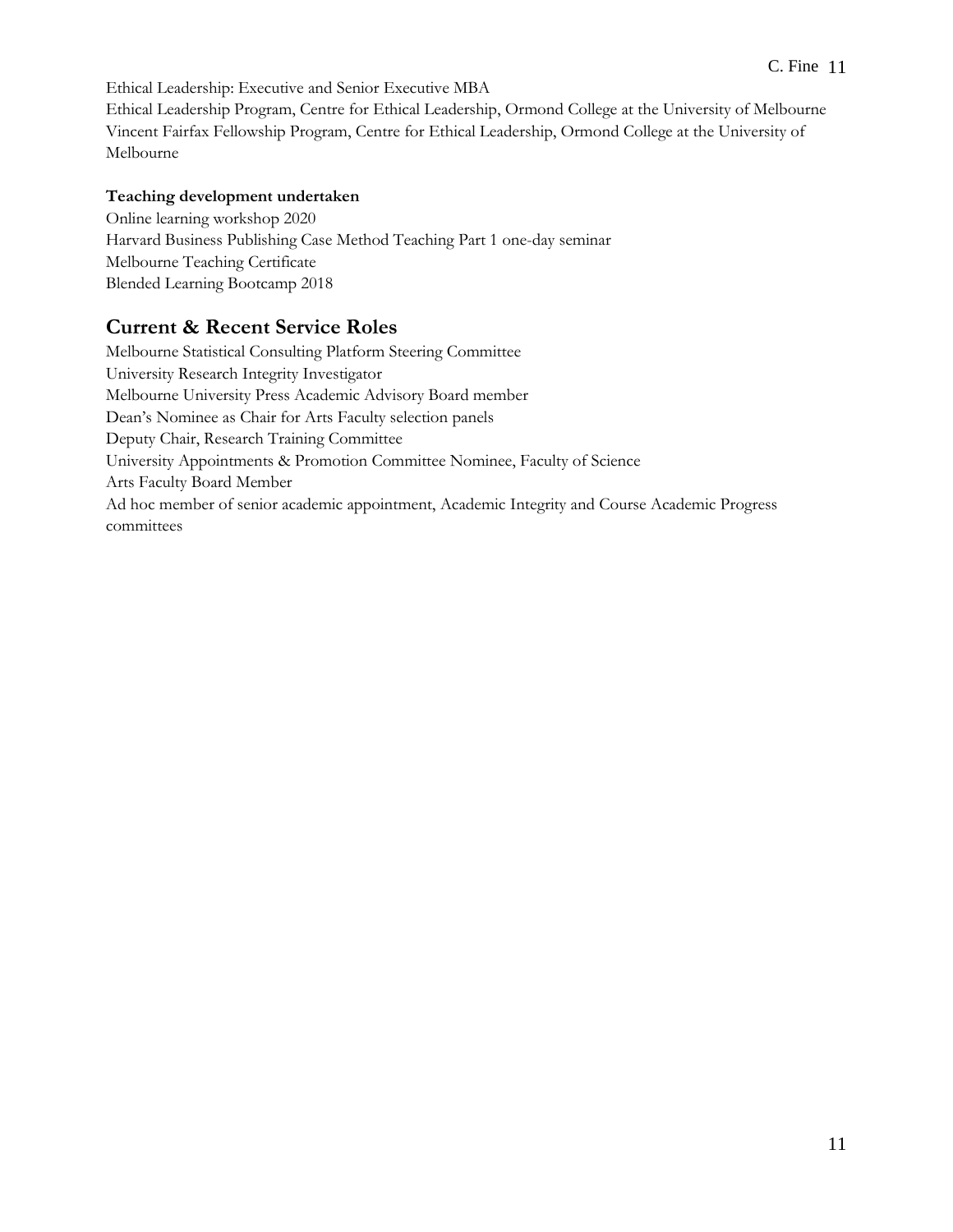Ethical Leadership: Executive and Senior Executive MBA
Ethical Leadership Program, Centre for Ethical Leadership, Ormond College at the University of Melbourne
Vincent Fairfax Fellowship Program, Centre for Ethical Leadership, Ormond College at the University of Melbourne

**Teaching development undertaken**

Online learning workshop 2020
Harvard Business Publishing Case Method Teaching Part 1 one-day seminar
Melbourne Teaching Certificate
Blended Learning Bootcamp 2018

## Current & Recent Service Roles

Melbourne Statistical Consulting Platform Steering Committee
University Research Integrity Investigator
Melbourne University Press Academic Advisory Board member
Dean's Nominee as Chair for Arts Faculty selection panels
Deputy Chair, Research Training Committee
University Appointments & Promotion Committee Nominee, Faculty of Science
Arts Faculty Board Member
Ad hoc member of senior academic appointment, Academic Integrity and Course Academic Progress committees